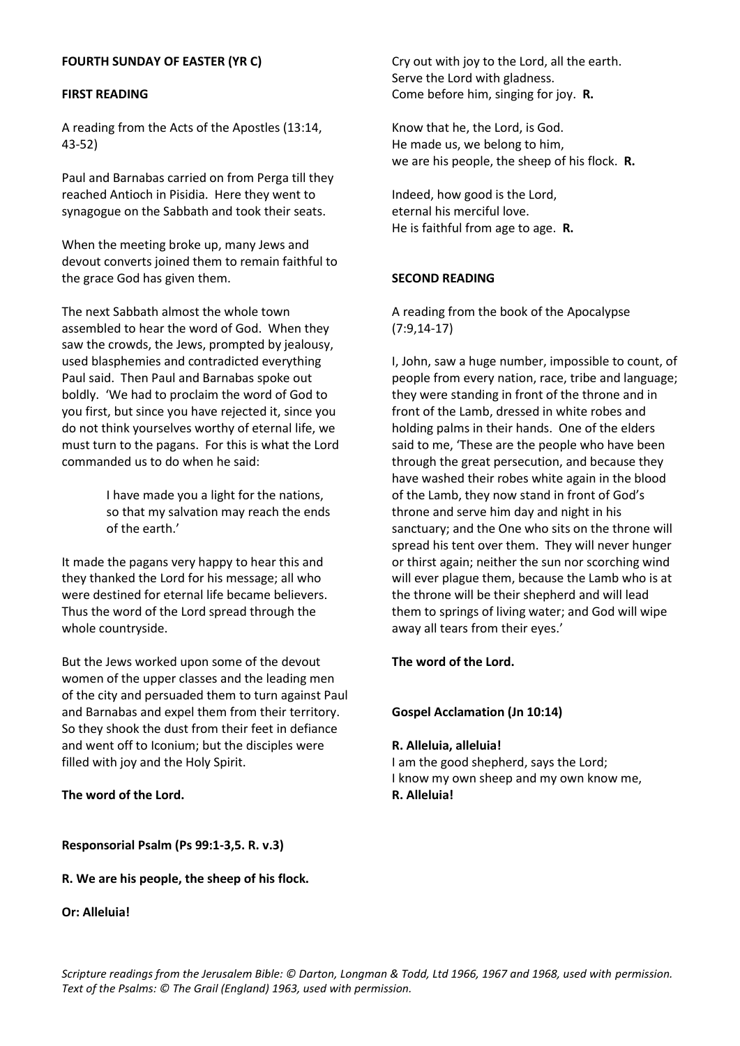**FOURTH SUNDAY OF EASTER (YR C)**

**FIRST READING**

A reading from the Acts of the Apostles (13:14, 43-52)

Paul and Barnabas carried on from Perga till they reached Antioch in Pisidia. Here they went to synagogue on the Sabbath and took their seats.

When the meeting broke up, many Jews and devout converts joined them to remain faithful to the grace God has given them.

The next Sabbath almost the whole town assembled to hear the word of God. When they saw the crowds, the Jews, prompted by jealousy, used blasphemies and contradicted everything Paul said. Then Paul and Barnabas spoke out boldly. 'We had to proclaim the word of God to you first, but since you have rejected it, since you do not think yourselves worthy of eternal life, we must turn to the pagans. For this is what the Lord commanded us to do when he said:

> I have made you a light for the nations,
> so that my salvation may reach the ends of the earth.'

It made the pagans very happy to hear this and they thanked the Lord for his message; all who were destined for eternal life became believers. Thus the word of the Lord spread through the whole countryside.

But the Jews worked upon some of the devout women of the upper classes and the leading men of the city and persuaded them to turn against Paul and Barnabas and expel them from their territory. So they shook the dust from their feet in defiance and went off to Iconium; but the disciples were filled with joy and the Holy Spirit.

**The word of the Lord.**

**Responsorial Psalm (Ps 99:1-3,5. R. v.3)**

**R. We are his people, the sheep of his flock.**

**Or: Alleluia!**

Cry out with joy to the Lord, all the earth.
Serve the Lord with gladness.
Come before him, singing for joy. **R.**

Know that he, the Lord, is God.
He made us, we belong to him,
we are his people, the sheep of his flock. **R.**

Indeed, how good is the Lord,
eternal his merciful love.
He is faithful from age to age. **R.**

**SECOND READING**

A reading from the book of the Apocalypse (7:9,14-17)

I, John, saw a huge number, impossible to count, of people from every nation, race, tribe and language; they were standing in front of the throne and in front of the Lamb, dressed in white robes and holding palms in their hands. One of the elders said to me, 'These are the people who have been through the great persecution, and because they have washed their robes white again in the blood of the Lamb, they now stand in front of God's throne and serve him day and night in his sanctuary; and the One who sits on the throne will spread his tent over them. They will never hunger or thirst again; neither the sun nor scorching wind will ever plague them, because the Lamb who is at the throne will be their shepherd and will lead them to springs of living water; and God will wipe away all tears from their eyes.'

**The word of the Lord.**

**Gospel Acclamation (Jn 10:14)**

**R. Alleluia, alleluia!**
I am the good shepherd, says the Lord;
I know my own sheep and my own know me,
**R. Alleluia!**

*Scripture readings from the Jerusalem Bible: © Darton, Longman & Todd, Ltd 1966, 1967 and 1968, used with permission. Text of the Psalms: © The Grail (England) 1963, used with permission.*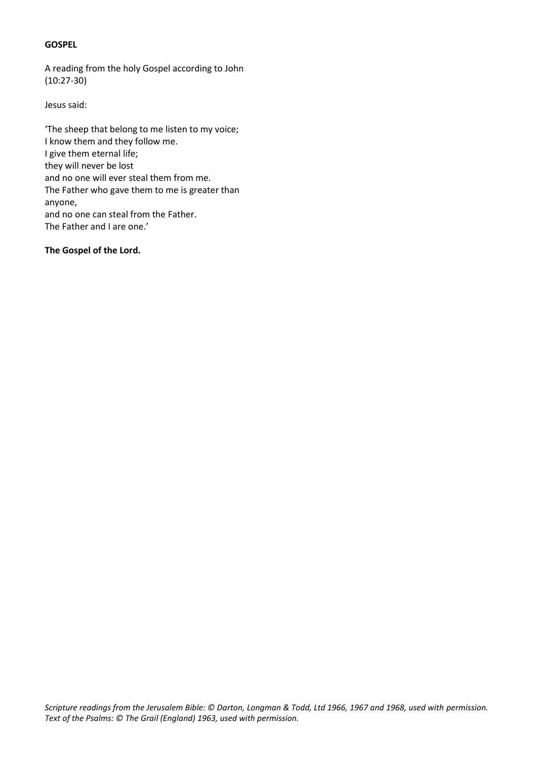**GOSPEL**

A reading from the holy Gospel according to John (10:27-30)

Jesus said:

'The sheep that belong to me listen to my voice;
I know them and they follow me.
I give them eternal life;
they will never be lost
and no one will ever steal them from me.
The Father who gave them to me is greater than anyone,
and no one can steal from the Father.
The Father and I are one.'

**The Gospel of the Lord.**

*Scripture readings from the Jerusalem Bible: © Darton, Longman & Todd, Ltd 1966, 1967 and 1968, used with permission. Text of the Psalms: © The Grail (England) 1963, used with permission.*